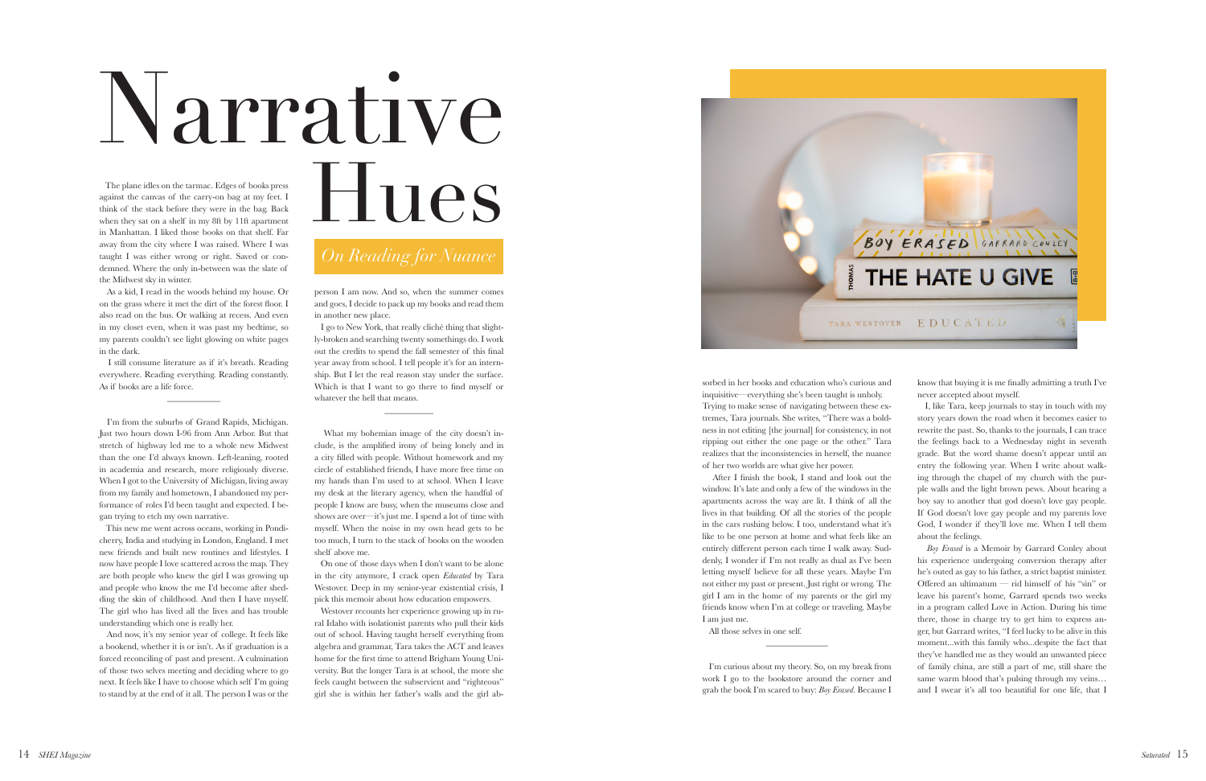# Narrative Hues

## *On Reading for Nuance*

The plane idles on the tarmac. Edges of books press against the canvas of the carry-on bag at my feet. I think of the stack before they were in the bag. Back when they sat on a shelf in my 8ft by 11ft apartment in Manhattan. I liked those books on that shelf. Far away from the city where I was raised. Where I was taught I was either wrong or right. Saved or condemned. Where the only in-between was the slate of the Midwest sky in winter.

As a kid, I read in the woods behind my house. Or on the grass where it met the dirt of the forest floor. I also read on the bus. Or walking at recess. And even in my closet even, when it was past my bedtime, so my parents couldn't see light glowing on white pages in the dark.

I still consume literature as if it's breath. Reading everywhere. Reading everything. Reading constantly. As if books are a life force.

---

I'm from the suburbs of Grand Rapids, Michigan. Just two hours down I-96 from Ann Arbor. But that stretch of highway led me to a whole new Midwest than the one I'd always known. Left-leaning, rooted in academia and research, more religiously diverse. When I got to the University of Michigan, living away from my family and hometown, I abandoned my performance of roles I'd been taught and expected. I began trying to etch my own narrative.

This new me went across oceans, working in Pondicherry, India and studying in London, England. I met new friends and built new routines and lifestyles. I now have people I love scattered across the map. They are both people who knew the girl I was growing up and people who know the me I'd become after shedding the skin of childhood. And then I have myself. The girl who has lived all the lives and has trouble understanding which one is really her.

And now, it's my senior year of college. It feels like a bookend, whether it is or isn't. As if graduation is a forced reconciling of past and present. A culmination of those two selves meeting and deciding where to go next. It feels like I have to choose which self I'm going to stand by at the end of it all. The person I was or the person I am now. And so, when the summer comes and goes, I decide to pack up my books and read them in another new place.

I go to New York, that really cliché thing that slightly-broken and searching twenty somethings do. I work out the credits to spend the fall semester of this final year away from school. I tell people it's for an internship. But I let the real reason stay under the surface. Which is that I want to go there to find myself or whatever the hell that means.

---

What my bohemian image of the city doesn't include, is the amplified irony of being lonely and in a city filled with people. Without homework and my circle of established friends, I have more free time on my hands than I'm used to at school. When I leave my desk at the literary agency, when the handful of people I know are busy, when the museums close and shows are over—it's just me. I spend a lot of time with myself. When the noise in my own head gets to be too much, I turn to the stack of books on the wooden shelf above me.

On one of those days when I don't want to be alone in the city anymore, I crack open *Educated* by Tara Westover. Deep in my senior-year existential crisis, I pick this memoir about how education empowers.

Westover recounts her experience growing up in rural Idaho with isolationist parents who pull their kids out of school. Having taught herself everything from algebra and grammar, Tara takes the ACT and leaves home for the first time to attend Brigham Young University. But the longer Tara is at school, the more she feels caught between the subservient and "righteous" girl she is within her father's walls and the girl absorbed in her books and education who's curious and inquisitive—everything she's been taught is unholy.

Trying to make sense of navigating between these extremes, Tara journals. She writes, "There was a boldness in not editing [the journal] for consistency, in not ripping out either the one page or the other." Tara realizes that the inconsistencies in herself, the nuance of her two worlds are what give her power.

After I finish the book, I stand and look out the window. It's late and only a few of the windows in the apartments across the way are lit. I think of all the lives in that building. Of all the stories of the people in the cars rushing below. I too, understand what it's like to be one person at home and what feels like an entirely different person each time I walk away. Suddenly, I wonder if I'm not really as dual as I've been letting myself believe for all these years. Maybe I'm not either my past or present. Just right or wrong. The girl I am in the home of my parents or the girl my friends know when I'm at college or traveling. Maybe I am just me.

All those selves in one self.

---

I'm curious about my theory. So, on my break from work I go to the bookstore around the corner and grab the book I'm scared to buy: *Boy Erased*. Because I know that buying it is me finally admitting a truth I've never accepted about myself.

I, like Tara, keep journals to stay in touch with my story years down the road when it becomes easier to rewrite the past. So, thanks to the journals, I can trace the feelings back to a Wednesday night in seventh grade. But the word shame doesn't appear until an entry the following year. When I write about walking through the chapel of my church with the purple walls and the light brown pews. About hearing a boy say to another that god doesn't love gay people. If God doesn't love gay people and my parents love God, I wonder if they'll love me. When I tell them about the feelings.

*Boy Erased* is a Memoir by Garrard Conley about his experience undergoing conversion therapy after he's outed as gay to his father, a strict baptist minister. Offered an ultimatum — rid himself of his "sin" or leave his parent's home, Garrard spends two weeks in a program called Love in Action. During his time there, those in charge try to get him to express anger, but Garrard writes, "I feel lucky to be alive in this moment...with this family who...despite the fact that they've handled me as they would an unwanted piece of family china, are still a part of me, still share the same warm blood that's pulsing through my veins… and I swear it's all too beautiful for one life, that I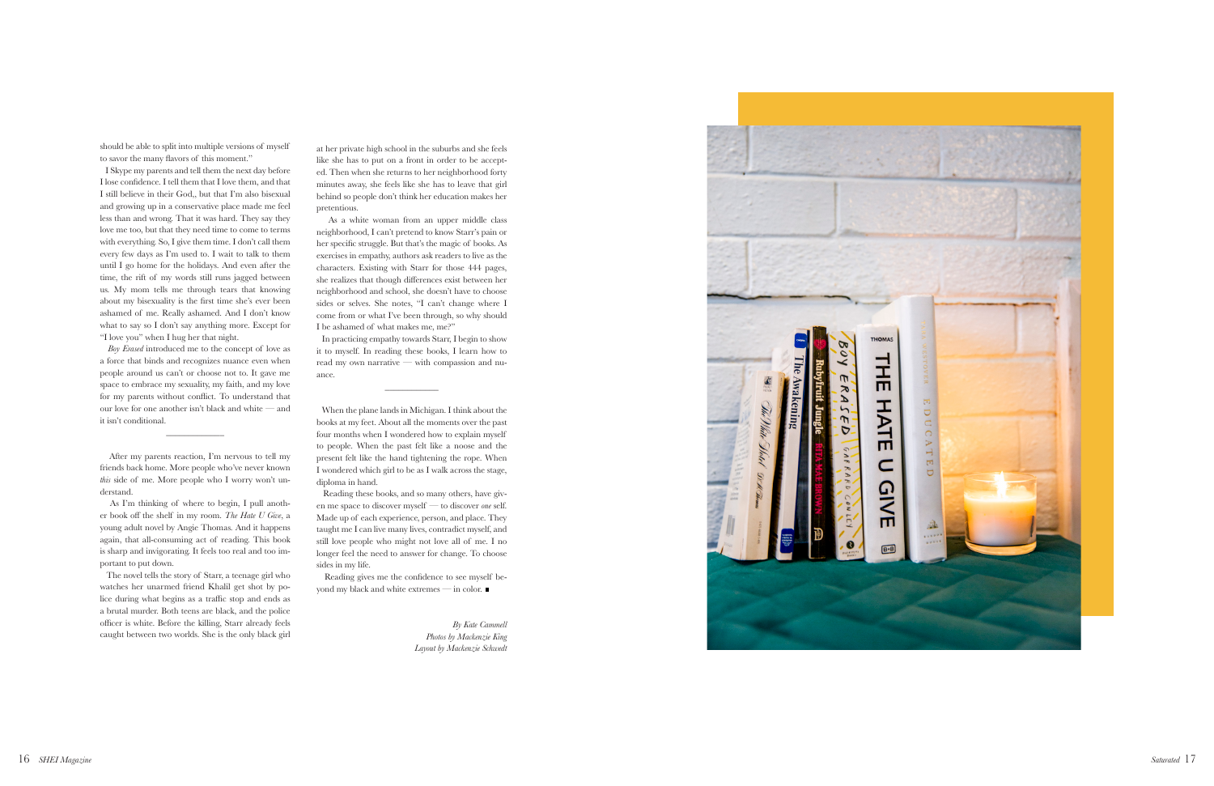should be able to split into multiple versions of myself to savor the many flavors of this moment."

I Skype my parents and tell them the next day before I lose confidence. I tell them that I love them, and that I still believe in their God,, but that I'm also bisexual and growing up in a conservative place made me feel less than and wrong. That it was hard. They say they love me too, but that they need time to come to terms with everything. So, I give them time. I don't call them every few days as I'm used to. I wait to talk to them until I go home for the holidays. And even after the time, the rift of my words still runs jagged between us. My mom tells me through tears that knowing about my bisexuality is the first time she's ever been ashamed of me. Really ashamed. And I don't know what to say so I don't say anything more. Except for "I love you" when I hug her that night.

*Boy Erased* introduced me to the concept of love as a force that binds and recognizes nuance even when people around us can't or choose not to. It gave me space to embrace my sexuality, my faith, and my love for my parents without conflict. To understand that our love for one another isn't black and white — and it isn't conditional.

---

After my parents reaction, I'm nervous to tell my friends back home. More people who've never known *this* side of me. More people who I worry won't understand.

As I'm thinking of where to begin, I pull another book off the shelf in my room. *The Hate U Give*, a young adult novel by Angie Thomas. And it happens again, that all-consuming act of reading. This book is sharp and invigorating. It feels too real and too important to put down.

The novel tells the story of Starr, a teenage girl who watches her unarmed friend Khalil get shot by police during what begins as a traffic stop and ends as a brutal murder. Both teens are black, and the police officer is white. Before the killing, Starr already feels caught between two worlds. She is the only black girl at her private high school in the suburbs and she feels like she has to put on a front in order to be accepted. Then when she returns to her neighborhood forty minutes away, she feels like she has to leave that girl behind so people don't think her education makes her pretentious.

As a white woman from an upper middle class neighborhood, I can't pretend to know Starr's pain or her specific struggle. But that's the magic of books. As exercises in empathy, authors ask readers to live as the characters. Existing with Starr for those 444 pages, she realizes that though differences exist between her neighborhood and school, she doesn't have to choose sides or selves. She notes, "I can't change where I come from or what I've been through, so why should I be ashamed of what makes me, me?"

In practicing empathy towards Starr, I begin to show it to myself. In reading these books, I learn how to read my own narrative — with compassion and nuance.

---

When the plane lands in Michigan. I think about the books at my feet. About all the moments over the past four months when I wondered how to explain myself to people. When the past felt like a noose and the present felt like the hand tightening the rope. When I wondered which girl to be as I walk across the stage, diploma in hand.

Reading these books, and so many others, have given me space to discover myself — to discover *one* self. Made up of each experience, person, and place. They taught me I can live many lives, contradict myself, and still love people who might not love all of me. I no longer feel the need to answer for change. To choose sides in my life.

Reading gives me the confidence to see myself beyond my black and white extremes — in color. ■

*By Kate Cammell*
*Photos by Mackenzie King*
*Layout by Mackenzie Schwedt*